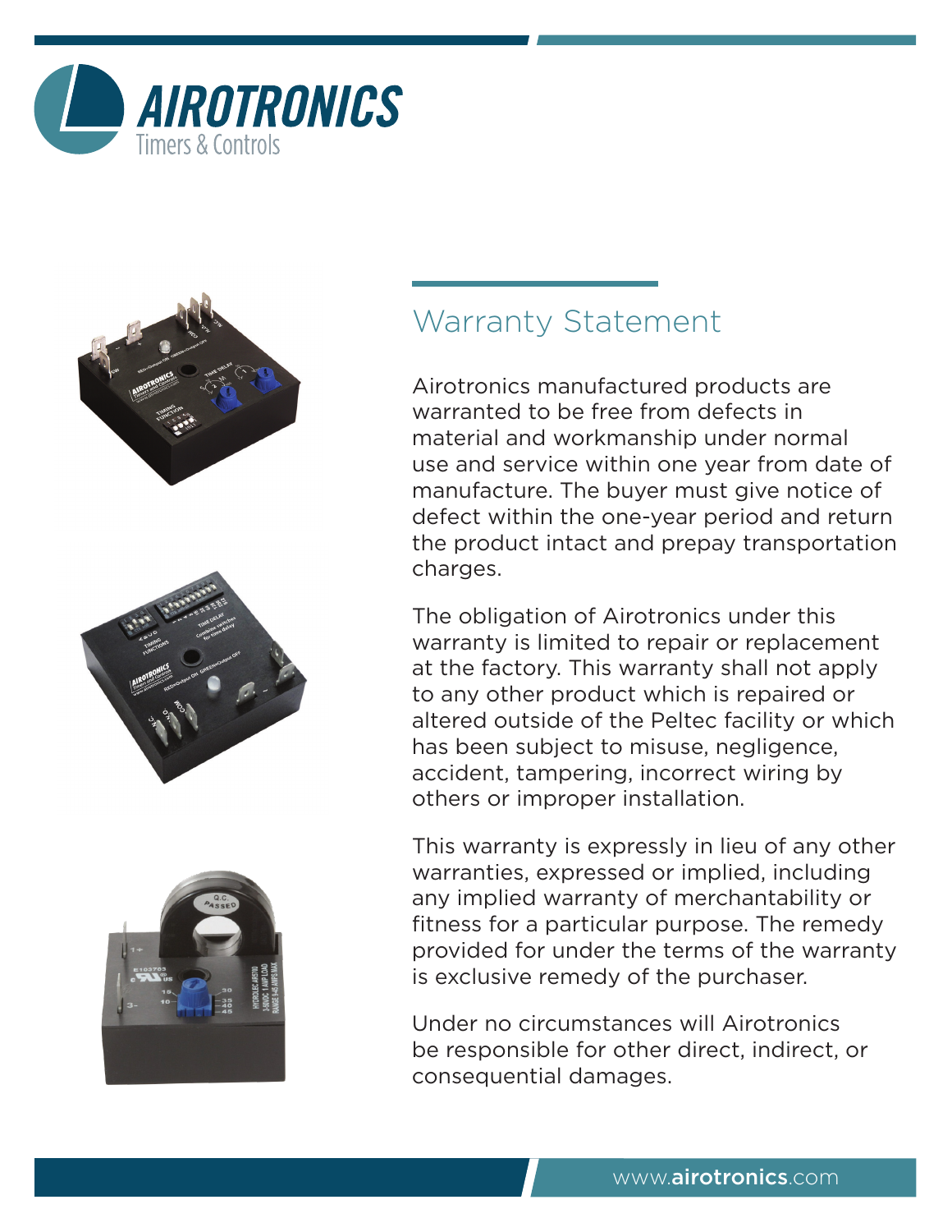# AIROTRONICS

Timers & Controls

## Warranty Statement

Airotronics manufactured products are warranted to be free from defects in material and workmanship under normal use and service within one year from date of manufacture. The buyer must give notice of defect within the one-year period and return the product intact and prepay transportation charges.

The obligation of Airotronics under this warranty is limited to repair or replacement at the factory. This warranty shall not apply to any other product which is repaired or altered outside of the Peltec facility or which has been subject to misuse, negligence, accident, tampering, incorrect wiring by others or improper installation.

This warranty is expressly in lieu of any other warranties, expressed or implied, including any implied warranty of merchantability or fitness for a particular purpose. The remedy provided for under the terms of the warranty is exclusive remedy of the purchaser.

Under no circumstances will Airotronics be responsible for other direct, indirect, or consequential damages.

www.airotronics.com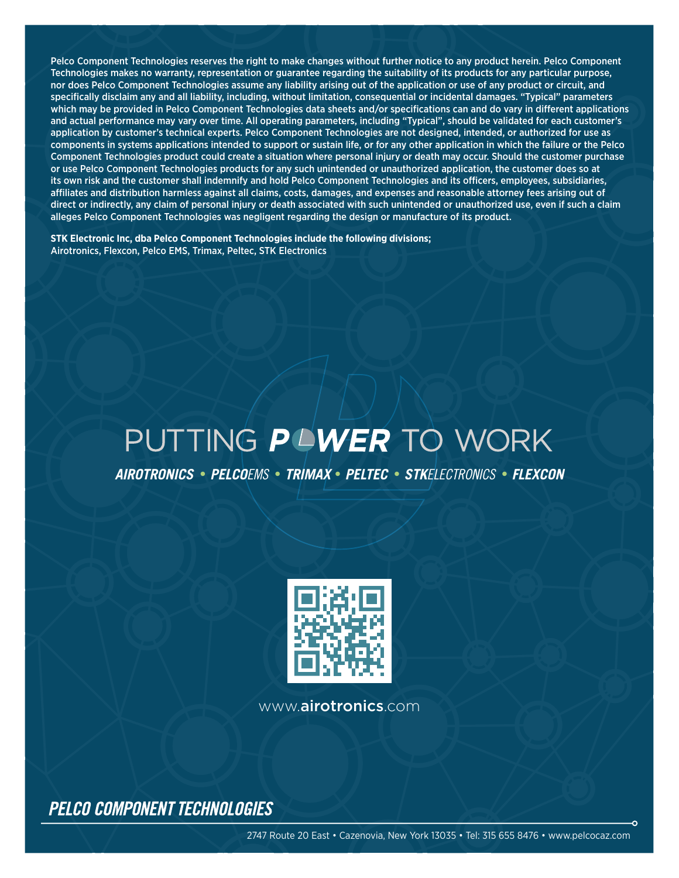Pelco Component Technologies reserves the right to make changes without further notice to any product herein. Pelco Component Technologies makes no warranty, representation or guarantee regarding the suitability of its products for any particular purpose, nor does Pelco Component Technologies assume any liability arising out of the application or use of any product or circuit, and specifically disclaim any and all liability, including, without limitation, consequential or incidental damages. "Typical" parameters which may be provided in Pelco Component Technologies data sheets and/or specifications can and do vary in different applications and actual performance may vary over time. All operating parameters, including "Typical", should be validated for each customer's application by customer's technical experts. Pelco Component Technologies are not designed, intended, or authorized for use as components in systems applications intended to support or sustain life, or for any other application in which the failure or the Pelco Component Technologies product could create a situation where personal injury or death may occur. Should the customer purchase or use Pelco Component Technologies products for any such unintended or unauthorized application, the customer does so at its own risk and the customer shall indemnify and hold Pelco Component Technologies and its officers, employees, subsidiaries, affiliates and distribution harmless against all claims, costs, damages, and expenses and reasonable attorney fees arising out of direct or indirectly, any claim of personal injury or death associated with such unintended or unauthorized use, even if such a claim alleges Pelco Component Technologies was negligent regarding the design or manufacture of its product.

**STK Electronic Inc, dba Pelco Component Technologies include the following divisions;**
Airotronics, Flexcon, Pelco EMS, Trimax, Peltec, STK Electronics

PUTTING **POWER** TO WORK

***AIROTRONICS*** • ***PELCO****EMS* • ***TRIMAX*** • ***PELTEC*** • ***STK****ELECTRONICS* • ***FLEXCON***

www.**airotronics**.com

***PELCO COMPONENT TECHNOLOGIES***

2747 Route 20 East • Cazenovia, New York 13035 • Tel: 315 655 8476 • www.pelcocaz.com